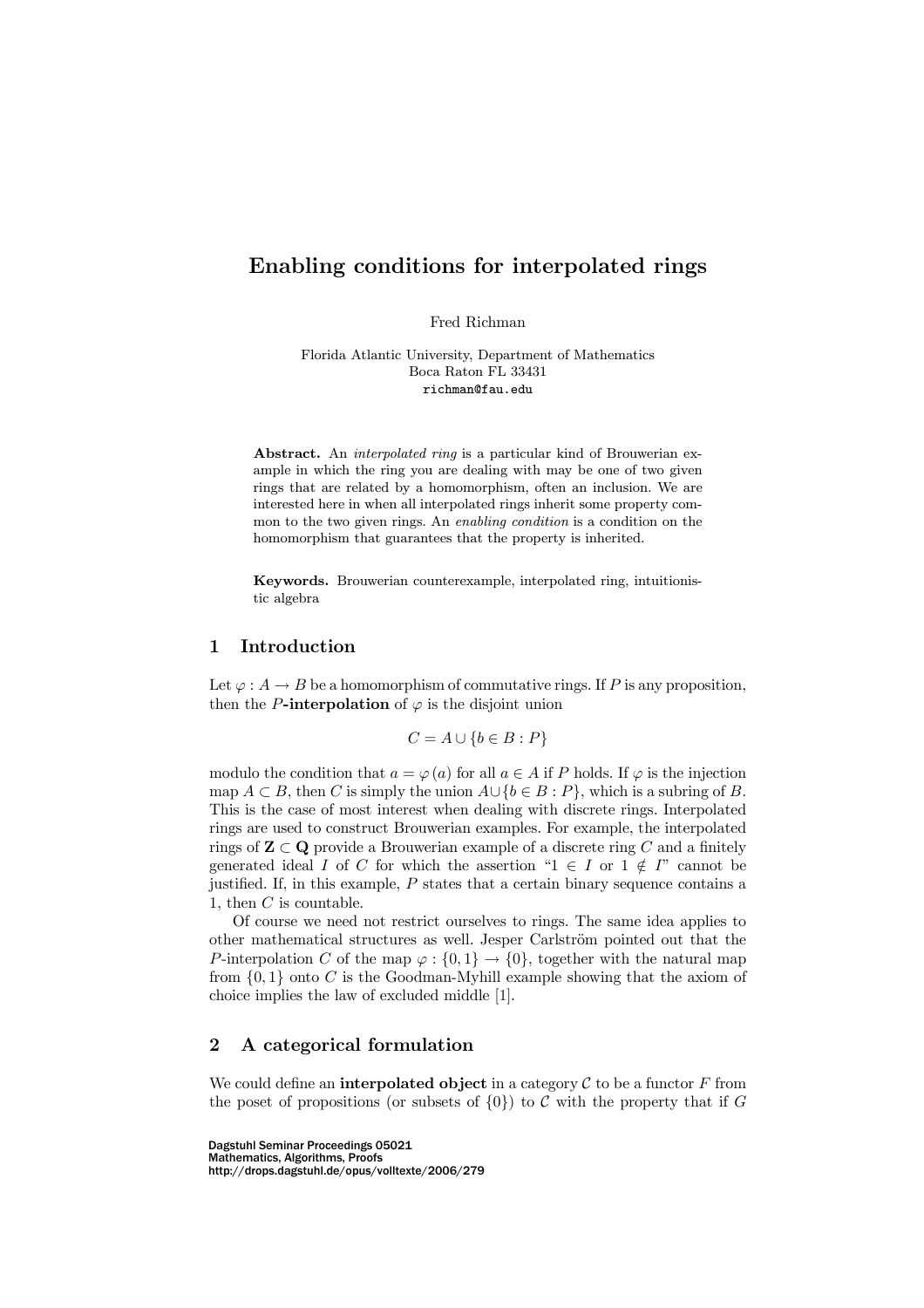# Enabling conditions for interpolated rings

Fred Richman

Florida Atlantic University, Department of Mathematics
Boca Raton FL 33431
richman@fau.edu

**Abstract.** An *interpolated ring* is a particular kind of Brouwerian example in which the ring you are dealing with may be one of two given rings that are related by a homomorphism, often an inclusion. We are interested here in when all interpolated rings inherit some property common to the two given rings. An *enabling condition* is a condition on the homomorphism that guarantees that the property is inherited.

**Keywords.** Brouwerian counterexample, interpolated ring, intuitionistic algebra

## 1 Introduction

Let $\varphi : A \to B$ be a homomorphism of commutative rings. If $P$ is any proposition, then the **$P$-interpolation** of $\varphi$ is the disjoint union

$$C = A \cup \{b \in B : P\}$$

modulo the condition that $a = \varphi(a)$ for all $a \in A$ if $P$ holds. If $\varphi$ is the injection map $A \subset B$, then $C$ is simply the union $A \cup \{b \in B : P\}$, which is a subring of $B$. This is the case of most interest when dealing with discrete rings. Interpolated rings are used to construct Brouwerian examples. For example, the interpolated rings of $\mathbf{Z} \subset \mathbf{Q}$ provide a Brouwerian example of a discrete ring $C$ and a finitely generated ideal $I$ of $C$ for which the assertion "$1 \in I$ or $1 \notin I$" cannot be justified. If, in this example, $P$ states that a certain binary sequence contains a 1, then $C$ is countable.

Of course we need not restrict ourselves to rings. The same idea applies to other mathematical structures as well. Jesper Carlström pointed out that the $P$-interpolation $C$ of the map $\varphi : \{0, 1\} \to \{0\}$, together with the natural map from $\{0, 1\}$ onto $C$ is the Goodman-Myhill example showing that the axiom of choice implies the law of excluded middle [1].

## 2 A categorical formulation

We could define an **interpolated object** in a category $\mathcal{C}$ to be a functor $F$ from the poset of propositions (or subsets of $\{0\}$) to $\mathcal{C}$ with the property that if $G$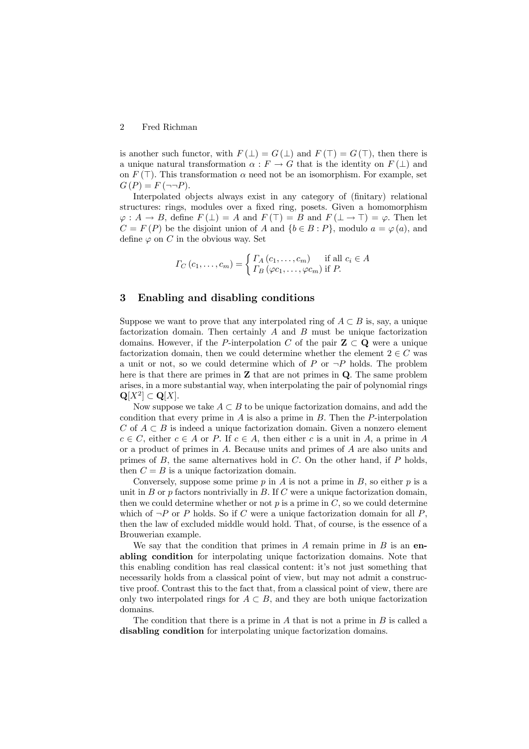is another such functor, with $F(\bot) = G(\bot)$ and $F(\top) = G(\top)$, then there is a unique natural transformation $\alpha : F \to G$ that is the identity on $F(\bot)$ and on $F(\top)$. This transformation $\alpha$ need not be an isomorphism. For example, set $G(P) = F(\neg\neg P)$.

Interpolated objects always exist in any category of (finitary) relational structures: rings, modules over a fixed ring, posets. Given a homomorphism $\varphi : A \to B$, define $F(\bot) = A$ and $F(\top) = B$ and $F(\bot \to \top) = \varphi$. Then let $C = F(P)$ be the disjoint union of $A$ and $\{b \in B : P\}$, modulo $a = \varphi(a)$, and define $\varphi$ on $C$ in the obvious way. Set

$$\Gamma_C(c_1, \ldots, c_m) = \begin{cases} \Gamma_A(c_1, \ldots, c_m) & \text{if all } c_i \in A \\ \Gamma_B(\varphi c_1, \ldots, \varphi c_m) & \text{if } P. \end{cases}$$

## 3 Enabling and disabling conditions

Suppose we want to prove that any interpolated ring of $A \subset B$ is, say, a unique factorization domain. Then certainly $A$ and $B$ must be unique factorization domains. However, if the $P$-interpolation $C$ of the pair $\mathbf{Z} \subset \mathbf{Q}$ were a unique factorization domain, then we could determine whether the element $2 \in C$ was a unit or not, so we could determine which of $P$ or $\neg P$ holds. The problem here is that there are primes in $\mathbf{Z}$ that are not primes in $\mathbf{Q}$. The same problem arises, in a more substantial way, when interpolating the pair of polynomial rings $\mathbf{Q}[X^2] \subset \mathbf{Q}[X]$.

Now suppose we take $A \subset B$ to be unique factorization domains, and add the condition that every prime in $A$ is also a prime in $B$. Then the $P$-interpolation $C$ of $A \subset B$ is indeed a unique factorization domain. Given a nonzero element $c \in C$, either $c \in A$ or $P$. If $c \in A$, then either $c$ is a unit in $A$, a prime in $A$ or a product of primes in $A$. Because units and primes of $A$ are also units and primes of $B$, the same alternatives hold in $C$. On the other hand, if $P$ holds, then $C = B$ is a unique factorization domain.

Conversely, suppose some prime $p$ in $A$ is not a prime in $B$, so either $p$ is a unit in $B$ or $p$ factors nontrivially in $B$. If $C$ were a unique factorization domain, then we could determine whether or not $p$ is a prime in $C$, so we could determine which of $\neg P$ or $P$ holds. So if $C$ were a unique factorization domain for all $P$, then the law of excluded middle would hold. That, of course, is the essence of a Brouwerian example.

We say that the condition that primes in $A$ remain prime in $B$ is an **enabling condition** for interpolating unique factorization domains. Note that this enabling condition has real classical content: it's not just something that necessarily holds from a classical point of view, but may not admit a constructive proof. Contrast this to the fact that, from a classical point of view, there are only two interpolated rings for $A \subset B$, and they are both unique factorization domains.

The condition that there is a prime in $A$ that is not a prime in $B$ is called a **disabling condition** for interpolating unique factorization domains.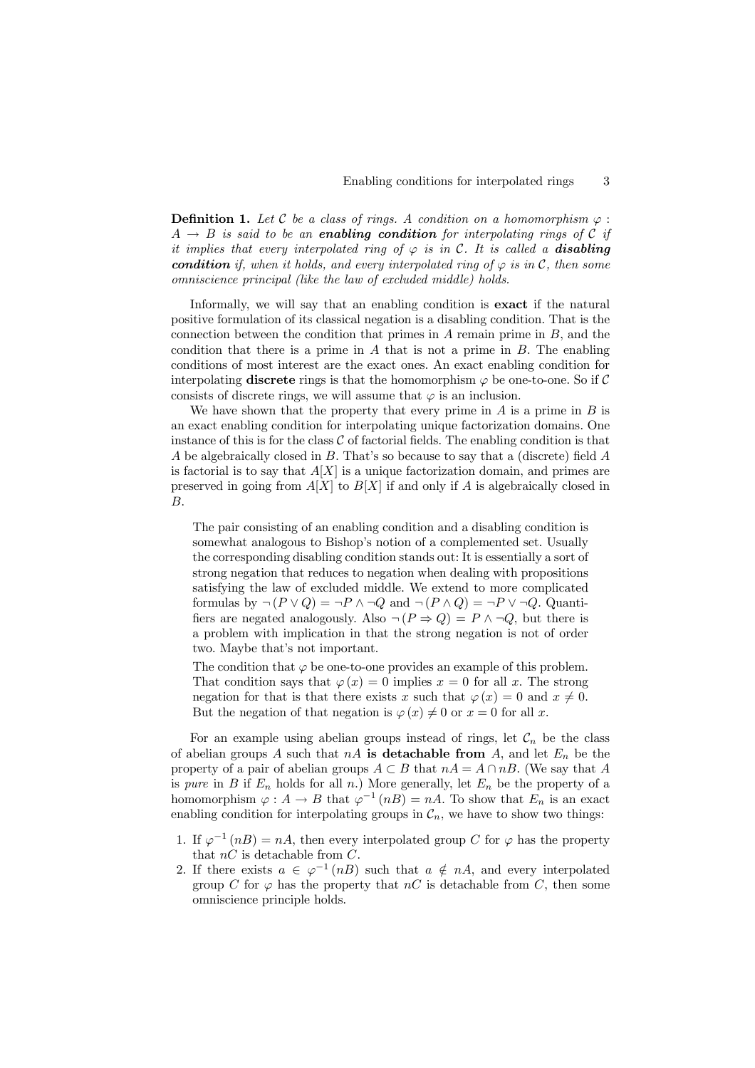**Definition 1.** *Let $\mathcal{C}$ be a class of rings. A condition on a homomorphism $\varphi : A \to B$ is said to be an* ***enabling condition*** *for interpolating rings of $\mathcal{C}$ if it implies that every interpolated ring of $\varphi$ is in $\mathcal{C}$. It is called a* ***disabling condition*** *if, when it holds, and every interpolated ring of $\varphi$ is in $\mathcal{C}$, then some omniscience principal (like the law of excluded middle) holds.*

Informally, we will say that an enabling condition is **exact** if the natural positive formulation of its classical negation is a disabling condition. That is the connection between the condition that primes in $A$ remain prime in $B$, and the condition that there is a prime in $A$ that is not a prime in $B$. The enabling conditions of most interest are the exact ones. An exact enabling condition for interpolating **discrete** rings is that the homomorphism $\varphi$ be one-to-one. So if $\mathcal{C}$ consists of discrete rings, we will assume that $\varphi$ is an inclusion.

We have shown that the property that every prime in $A$ is a prime in $B$ is an exact enabling condition for interpolating unique factorization domains. One instance of this is for the class $\mathcal{C}$ of factorial fields. The enabling condition is that $A$ be algebraically closed in $B$. That's so because to say that a (discrete) field $A$ is factorial is to say that $A[X]$ is a unique factorization domain, and primes are preserved in going from $A[X]$ to $B[X]$ if and only if $A$ is algebraically closed in $B$.

> The pair consisting of an enabling condition and a disabling condition is somewhat analogous to Bishop's notion of a complemented set. Usually the corresponding disabling condition stands out: It is essentially a sort of strong negation that reduces to negation when dealing with propositions satisfying the law of excluded middle. We extend to more complicated formulas by $\neg(P \vee Q) = \neg P \wedge \neg Q$ and $\neg(P \wedge Q) = \neg P \vee \neg Q$. Quantifiers are negated analogously. Also $\neg(P \Rightarrow Q) = P \wedge \neg Q$, but there is a problem with implication in that the strong negation is not of order two. Maybe that's not important.
>
> The condition that $\varphi$ be one-to-one provides an example of this problem. That condition says that $\varphi(x) = 0$ implies $x = 0$ for all $x$. The strong negation for that is that there exists $x$ such that $\varphi(x) = 0$ and $x \neq 0$. But the negation of that negation is $\varphi(x) \neq 0$ or $x = 0$ for all $x$.

For an example using abelian groups instead of rings, let $\mathcal{C}_n$ be the class of abelian groups $A$ such that $nA$ **is detachable from** $A$, and let $E_n$ be the property of a pair of abelian groups $A \subset B$ that $nA = A \cap nB$. (We say that $A$ is *pure* in $B$ if $E_n$ holds for all $n$.) More generally, let $E_n$ be the property of a homomorphism $\varphi : A \to B$ that $\varphi^{-1}(nB) = nA$. To show that $E_n$ is an exact enabling condition for interpolating groups in $\mathcal{C}_n$, we have to show two things:

1. If $\varphi^{-1}(nB) = nA$, then every interpolated group $C$ for $\varphi$ has the property that $nC$ is detachable from $C$.
2. If there exists $a \in \varphi^{-1}(nB)$ such that $a \notin nA$, and every interpolated group $C$ for $\varphi$ has the property that $nC$ is detachable from $C$, then some omniscience principle holds.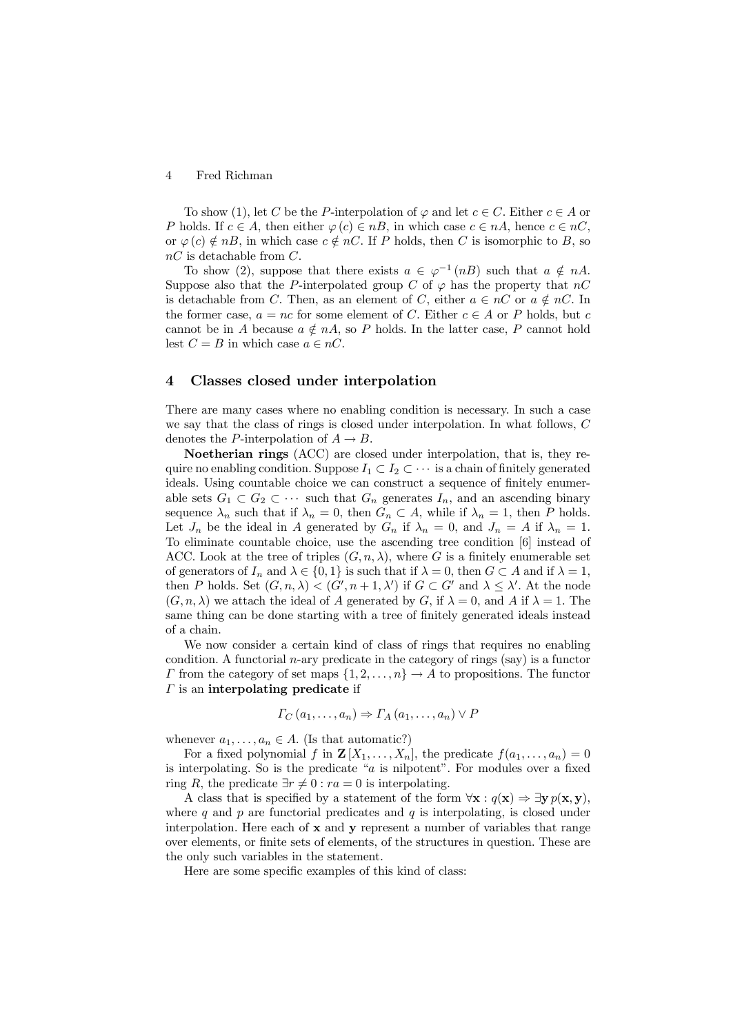To show (1), let $C$ be the $P$-interpolation of $\varphi$ and let $c \in C$. Either $c \in A$ or $P$ holds. If $c \in A$, then either $\varphi(c) \in nB$, in which case $c \in nA$, hence $c \in nC$, or $\varphi(c) \notin nB$, in which case $c \notin nC$. If $P$ holds, then $C$ is isomorphic to $B$, so $nC$ is detachable from $C$.

To show (2), suppose that there exists $a \in \varphi^{-1}(nB)$ such that $a \notin nA$. Suppose also that the $P$-interpolated group $C$ of $\varphi$ has the property that $nC$ is detachable from $C$. Then, as an element of $C$, either $a \in nC$ or $a \notin nC$. In the former case, $a = nc$ for some element of $C$. Either $c \in A$ or $P$ holds, but $c$ cannot be in $A$ because $a \notin nA$, so $P$ holds. In the latter case, $P$ cannot hold lest $C = B$ in which case $a \in nC$.

## 4 Classes closed under interpolation

There are many cases where no enabling condition is necessary. In such a case we say that the class of rings is closed under interpolation. In what follows, $C$ denotes the $P$-interpolation of $A \to B$.

**Noetherian rings** (ACC) are closed under interpolation, that is, they require no enabling condition. Suppose $I_1 \subset I_2 \subset \cdots$ is a chain of finitely generated ideals. Using countable choice we can construct a sequence of finitely enumerable sets $G_1 \subset G_2 \subset \cdots$ such that $G_n$ generates $I_n$, and an ascending binary sequence $\lambda_n$ such that if $\lambda_n = 0$, then $G_n \subset A$, while if $\lambda_n = 1$, then $P$ holds. Let $J_n$ be the ideal in $A$ generated by $G_n$ if $\lambda_n = 0$, and $J_n = A$ if $\lambda_n = 1$. To eliminate countable choice, use the ascending tree condition [6] instead of ACC. Look at the tree of triples $(G, n, \lambda)$, where $G$ is a finitely enumerable set of generators of $I_n$ and $\lambda \in \{0, 1\}$ is such that if $\lambda = 0$, then $G \subset A$ and if $\lambda = 1$, then $P$ holds. Set $(G, n, \lambda) < (G', n+1, \lambda')$ if $G \subset G'$ and $\lambda \leq \lambda'$. At the node $(G, n, \lambda)$ we attach the ideal of $A$ generated by $G$, if $\lambda = 0$, and $A$ if $\lambda = 1$. The same thing can be done starting with a tree of finitely generated ideals instead of a chain.

We now consider a certain kind of class of rings that requires no enabling condition. A functorial $n$-ary predicate in the category of rings (say) is a functor $\Gamma$ from the category of set maps $\{1, 2, \ldots, n\} \to A$ to propositions. The functor $\Gamma$ is an **interpolating predicate** if

$$\Gamma_C(a_1, \ldots, a_n) \Rightarrow \Gamma_A(a_1, \ldots, a_n) \vee P$$

whenever $a_1, \ldots, a_n \in A$. (Is that automatic?)

For a fixed polynomial $f$ in $\mathbf{Z}[X_1, \ldots, X_n]$, the predicate $f(a_1, \ldots, a_n) = 0$ is interpolating. So is the predicate "$a$ is nilpotent". For modules over a fixed ring $R$, the predicate $\exists r \neq 0 : ra = 0$ is interpolating.

A class that is specified by a statement of the form $\forall \mathbf{x} : q(\mathbf{x}) \Rightarrow \exists \mathbf{y}\, p(\mathbf{x}, \mathbf{y})$, where $q$ and $p$ are functorial predicates and $q$ is interpolating, is closed under interpolation. Here each of $\mathbf{x}$ and $\mathbf{y}$ represent a number of variables that range over elements, or finite sets of elements, of the structures in question. These are the only such variables in the statement.

Here are some specific examples of this kind of class: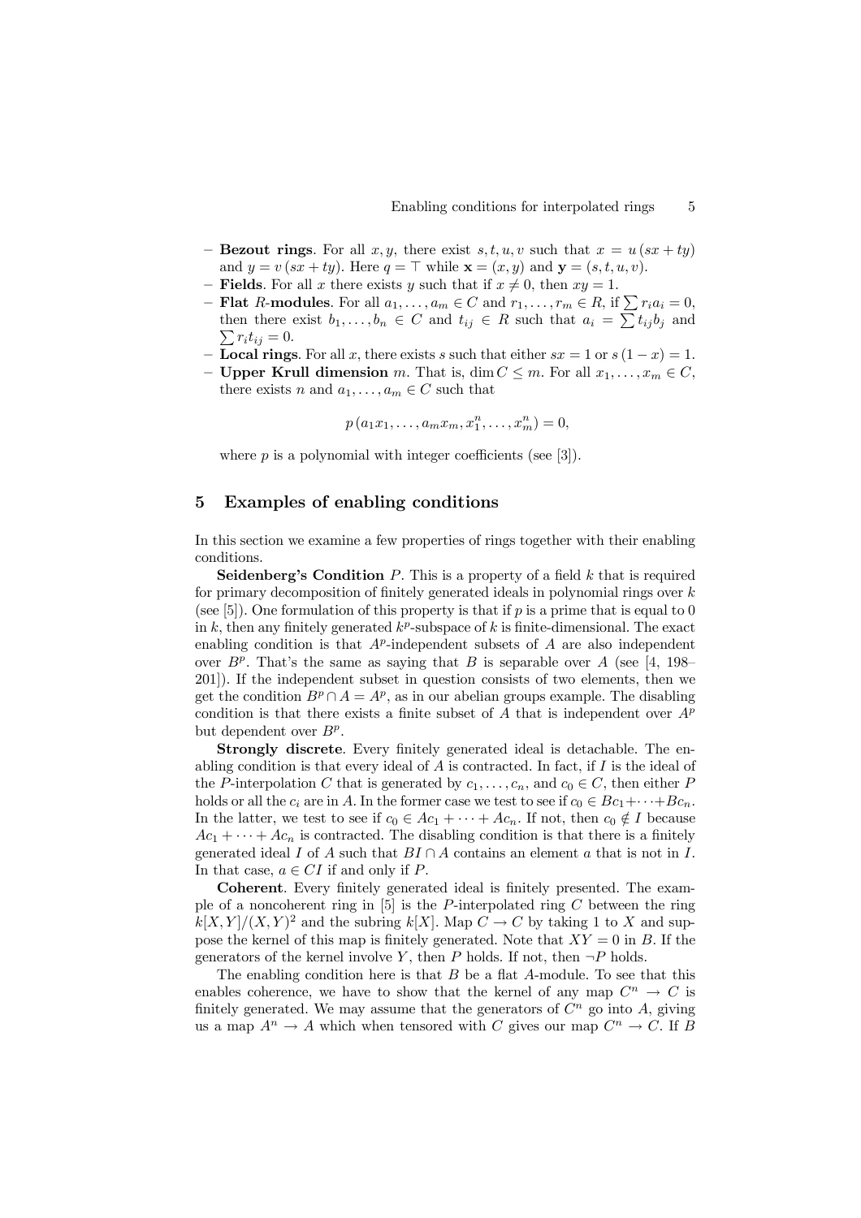- **Bezout rings**. For all $x, y$, there exist $s, t, u, v$ such that $x = u\,(sx + ty)$ and $y = v\,(sx + ty)$. Here $q = \top$ while $\mathbf{x} = (x, y)$ and $\mathbf{y} = (s, t, u, v)$.
- **Fields**. For all $x$ there exists $y$ such that if $x \neq 0$, then $xy = 1$.
- **Flat $R$-modules**. For all $a_1, \ldots, a_m \in C$ and $r_1, \ldots, r_m \in R$, if $\sum r_i a_i = 0$, then there exist $b_1, \ldots, b_n \in C$ and $t_{ij} \in R$ such that $a_i = \sum t_{ij} b_j$ and $\sum r_i t_{ij} = 0$.
- **Local rings**. For all $x$, there exists $s$ such that either $sx = 1$ or $s\,(1 - x) = 1$.
- **Upper Krull dimension** $m$. That is, $\dim C \leq m$. For all $x_1, \ldots, x_m \in C$, there exists $n$ and $a_1, \ldots, a_m \in C$ such that

$$p\,(a_1 x_1, \ldots, a_m x_m, x_1^n, \ldots, x_m^n) = 0,$$

where $p$ is a polynomial with integer coefficients (see [3]).

## 5 Examples of enabling conditions

In this section we examine a few properties of rings together with their enabling conditions.

**Seidenberg's Condition** $P$. This is a property of a field $k$ that is required for primary decomposition of finitely generated ideals in polynomial rings over $k$ (see [5]). One formulation of this property is that if $p$ is a prime that is equal to 0 in $k$, then any finitely generated $k^p$-subspace of $k$ is finite-dimensional. The exact enabling condition is that $A^p$-independent subsets of $A$ are also independent over $B^p$. That's the same as saying that $B$ is separable over $A$ (see [4, 198–201]). If the independent subset in question consists of two elements, then we get the condition $B^p \cap A = A^p$, as in our abelian groups example. The disabling condition is that there exists a finite subset of $A$ that is independent over $A^p$ but dependent over $B^p$.

**Strongly discrete**. Every finitely generated ideal is detachable. The enabling condition is that every ideal of $A$ is contracted. In fact, if $I$ is the ideal of the $P$-interpolation $C$ that is generated by $c_1, \ldots, c_n$, and $c_0 \in C$, then either $P$ holds or all the $c_i$ are in $A$. In the former case we test to see if $c_0 \in Bc_1 + \cdots + Bc_n$. In the latter, we test to see if $c_0 \in Ac_1 + \cdots + Ac_n$. If not, then $c_0 \notin I$ because $Ac_1 + \cdots + Ac_n$ is contracted. The disabling condition is that there is a finitely generated ideal $I$ of $A$ such that $BI \cap A$ contains an element $a$ that is not in $I$. In that case, $a \in CI$ if and only if $P$.

**Coherent**. Every finitely generated ideal is finitely presented. The example of a noncoherent ring in [5] is the $P$-interpolated ring $C$ between the ring $k[X, Y]/(X, Y)^2$ and the subring $k[X]$. Map $C \to C$ by taking 1 to $X$ and suppose the kernel of this map is finitely generated. Note that $XY = 0$ in $B$. If the generators of the kernel involve $Y$, then $P$ holds. If not, then $\neg P$ holds.

The enabling condition here is that $B$ be a flat $A$-module. To see that this enables coherence, we have to show that the kernel of any map $C^n \to C$ is finitely generated. We may assume that the generators of $C^n$ go into $A$, giving us a map $A^n \to A$ which when tensored with $C$ gives our map $C^n \to C$. If $B$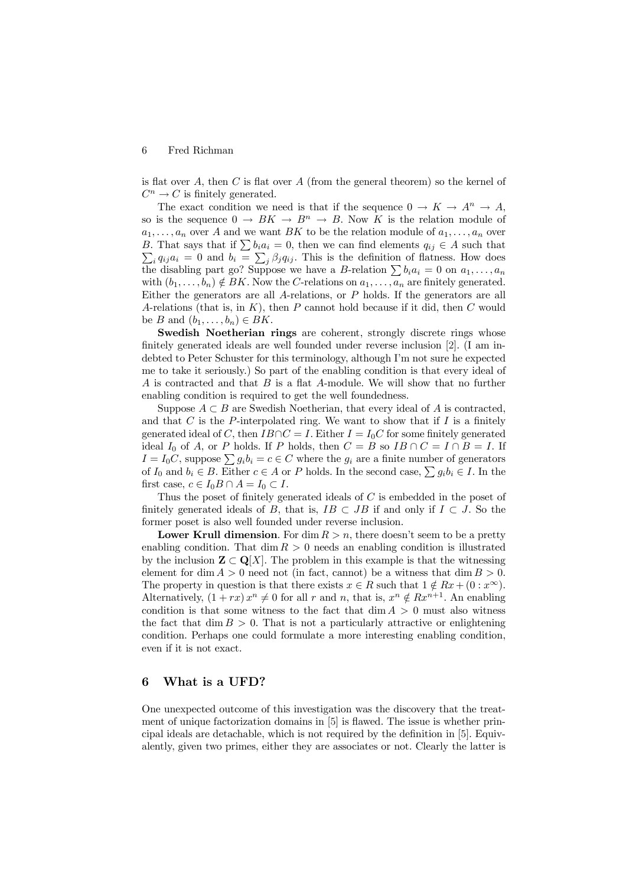is flat over $A$, then $C$ is flat over $A$ (from the general theorem) so the kernel of $C^n \to C$ is finitely generated.

The exact condition we need is that if the sequence $0 \to K \to A^n \to A$, so is the sequence $0 \to BK \to B^n \to B$. Now $K$ is the relation module of $a_1, \ldots, a_n$ over $A$ and we want $BK$ to be the relation module of $a_1, \ldots, a_n$ over $B$. That says that if $\sum b_i a_i = 0$, then we can find elements $q_{ij} \in A$ such that $\sum_i q_{ij} a_i = 0$ and $b_i = \sum_j \beta_j q_{ij}$. This is the definition of flatness. How does the disabling part go? Suppose we have a $B$-relation $\sum b_i a_i = 0$ on $a_1, \ldots, a_n$ with $(b_1, \ldots, b_n) \notin BK$. Now the $C$-relations on $a_1, \ldots, a_n$ are finitely generated. Either the generators are all $A$-relations, or $P$ holds. If the generators are all $A$-relations (that is, in $K$), then $P$ cannot hold because if it did, then $C$ would be $B$ and $(b_1, \ldots, b_n) \in BK$.

**Swedish Noetherian rings** are coherent, strongly discrete rings whose finitely generated ideals are well founded under reverse inclusion [2]. (I am indebted to Peter Schuster for this terminology, although I'm not sure he expected me to take it seriously.) So part of the enabling condition is that every ideal of $A$ is contracted and that $B$ is a flat $A$-module. We will show that no further enabling condition is required to get the well foundedness.

Suppose $A \subset B$ are Swedish Noetherian, that every ideal of $A$ is contracted, and that $C$ is the $P$-interpolated ring. We want to show that if $I$ is a finitely generated ideal of $C$, then $IB \cap C = I$. Either $I = I_0 C$ for some finitely generated ideal $I_0$ of $A$, or $P$ holds. If $P$ holds, then $C = B$ so $IB \cap C = I \cap B = I$. If $I = I_0 C$, suppose $\sum g_i b_i = c \in C$ where the $g_i$ are a finite number of generators of $I_0$ and $b_i \in B$. Either $c \in A$ or $P$ holds. In the second case, $\sum g_i b_i \in I$. In the first case, $c \in I_0 B \cap A = I_0 \subset I$.

Thus the poset of finitely generated ideals of $C$ is embedded in the poset of finitely generated ideals of $B$, that is, $IB \subset JB$ if and only if $I \subset J$. So the former poset is also well founded under reverse inclusion.

**Lower Krull dimension**. For $\dim R > n$, there doesn't seem to be a pretty enabling condition. That $\dim R > 0$ needs an enabling condition is illustrated by the inclusion $\mathbf{Z} \subset \mathbf{Q}[X]$. The problem in this example is that the witnessing element for $\dim A > 0$ need not (in fact, cannot) be a witness that $\dim B > 0$. The property in question is that there exists $x \in R$ such that $1 \notin Rx + (0 : x^\infty)$. Alternatively, $(1 + rx)\, x^n \neq 0$ for all $r$ and $n$, that is, $x^n \notin Rx^{n+1}$. An enabling condition is that some witness to the fact that $\dim A > 0$ must also witness the fact that $\dim B > 0$. That is not a particularly attractive or enlightening condition. Perhaps one could formulate a more interesting enabling condition, even if it is not exact.

## 6 What is a UFD?

One unexpected outcome of this investigation was the discovery that the treatment of unique factorization domains in [5] is flawed. The issue is whether principal ideals are detachable, which is not required by the definition in [5]. Equivalently, given two primes, either they are associates or not. Clearly the latter is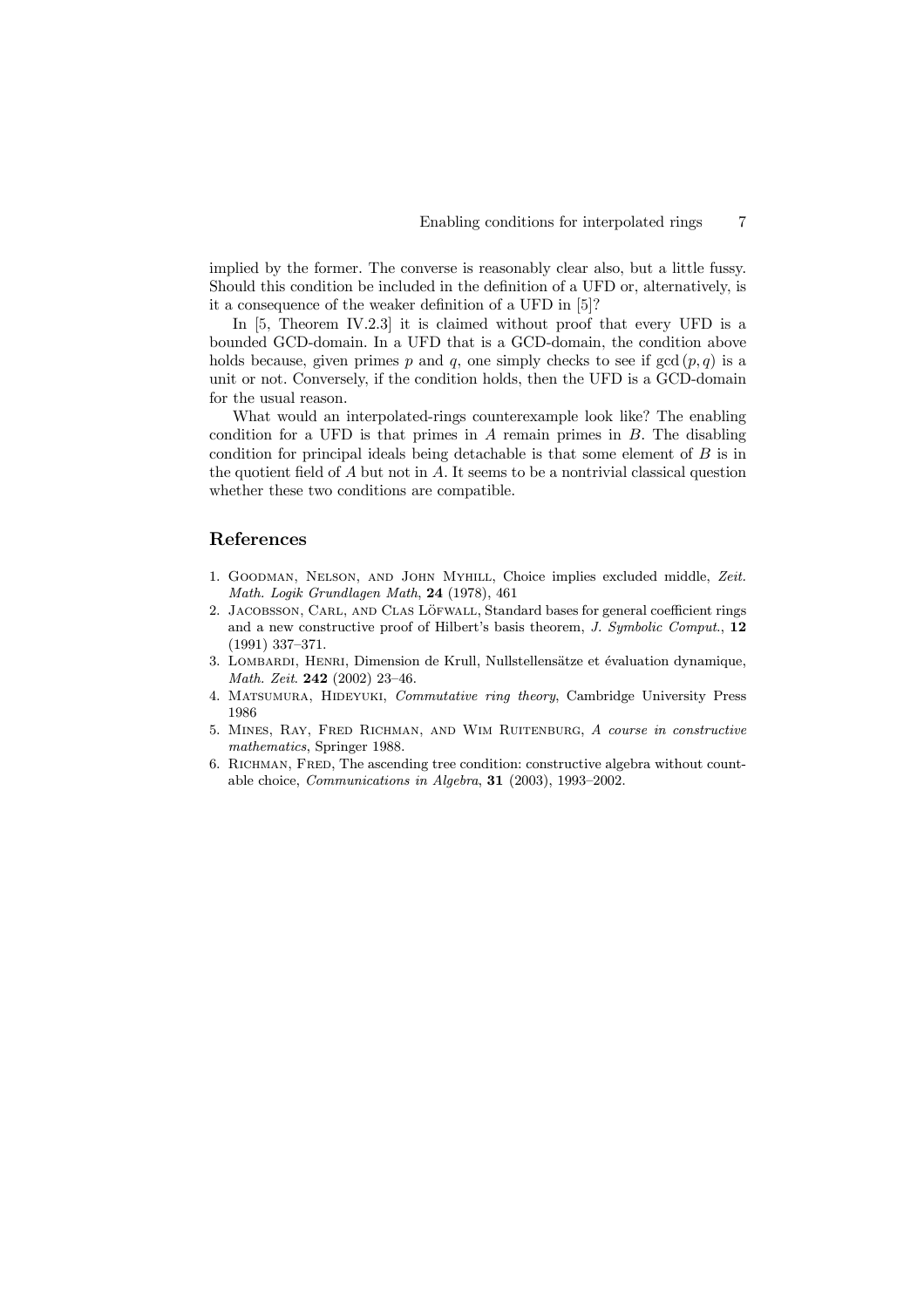implied by the former. The converse is reasonably clear also, but a little fussy. Should this condition be included in the definition of a UFD or, alternatively, is it a consequence of the weaker definition of a UFD in [5]?

In [5, Theorem IV.2.3] it is claimed without proof that every UFD is a bounded GCD-domain. In a UFD that is a GCD-domain, the condition above holds because, given primes $p$ and $q$, one simply checks to see if $\gcd(p, q)$ is a unit or not. Conversely, if the condition holds, then the UFD is a GCD-domain for the usual reason.

What would an interpolated-rings counterexample look like? The enabling condition for a UFD is that primes in $A$ remain primes in $B$. The disabling condition for principal ideals being detachable is that some element of $B$ is in the quotient field of $A$ but not in $A$. It seems to be a nontrivial classical question whether these two conditions are compatible.

## References

1. Goodman, Nelson, and John Myhill, Choice implies excluded middle, *Zeit. Math. Logik Grundlagen Math*, **24** (1978), 461
2. Jacobsson, Carl, and Clas Löfwall, Standard bases for general coefficient rings and a new constructive proof of Hilbert's basis theorem, *J. Symbolic Comput.*, **12** (1991) 337–371.
3. Lombardi, Henri, Dimension de Krull, Nullstellensätze et évaluation dynamique, *Math. Zeit.* **242** (2002) 23–46.
4. Matsumura, Hideyuki, *Commutative ring theory*, Cambridge University Press 1986
5. Mines, Ray, Fred Richman, and Wim Ruitenburg, *A course in constructive mathematics*, Springer 1988.
6. Richman, Fred, The ascending tree condition: constructive algebra without countable choice, *Communications in Algebra*, **31** (2003), 1993–2002.